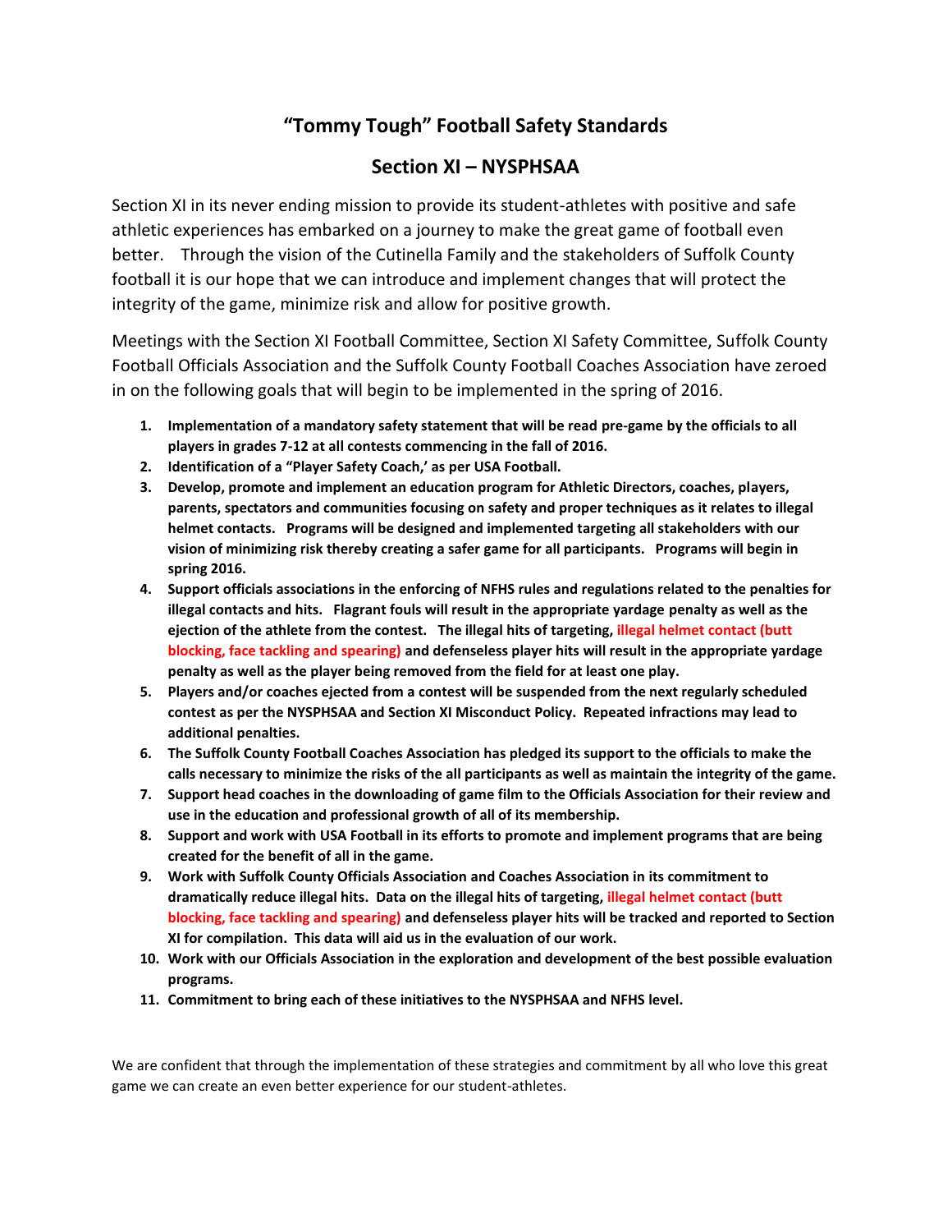# "Tommy Tough" Football Safety Standards

## Section XI – NYSPHSAA

Section XI in its never ending mission to provide its student-athletes with positive and safe athletic experiences has embarked on a journey to make the great game of football even better. Through the vision of the Cutinella Family and the stakeholders of Suffolk County football it is our hope that we can introduce and implement changes that will protect the integrity of the game, minimize risk and allow for positive growth.

Meetings with the Section XI Football Committee, Section XI Safety Committee, Suffolk County Football Officials Association and the Suffolk County Football Coaches Association have zeroed in on the following goals that will begin to be implemented in the spring of 2016.

1. **Implementation of a mandatory safety statement that will be read pre-game by the officials to all players in grades 7-12 at all contests commencing in the fall of 2016.**
2. **Identification of a "Player Safety Coach,' as per USA Football.**
3. **Develop, promote and implement an education program for Athletic Directors, coaches, players, parents, spectators and communities focusing on safety and proper techniques as it relates to illegal helmet contacts. Programs will be designed and implemented targeting all stakeholders with our vision of minimizing risk thereby creating a safer game for all participants. Programs will begin in spring 2016.**
4. **Support officials associations in the enforcing of NFHS rules and regulations related to the penalties for illegal contacts and hits. Flagrant fouls will result in the appropriate yardage penalty as well as the ejection of the athlete from the contest. The illegal hits of targeting, illegal helmet contact (butt blocking, face tackling and spearing) and defenseless player hits will result in the appropriate yardage penalty as well as the player being removed from the field for at least one play.**
5. **Players and/or coaches ejected from a contest will be suspended from the next regularly scheduled contest as per the NYSPHSAA and Section XI Misconduct Policy. Repeated infractions may lead to additional penalties.**
6. **The Suffolk County Football Coaches Association has pledged its support to the officials to make the calls necessary to minimize the risks of the all participants as well as maintain the integrity of the game.**
7. **Support head coaches in the downloading of game film to the Officials Association for their review and use in the education and professional growth of all of its membership.**
8. **Support and work with USA Football in its efforts to promote and implement programs that are being created for the benefit of all in the game.**
9. **Work with Suffolk County Officials Association and Coaches Association in its commitment to dramatically reduce illegal hits. Data on the illegal hits of targeting, illegal helmet contact (butt blocking, face tackling and spearing) and defenseless player hits will be tracked and reported to Section XI for compilation. This data will aid us in the evaluation of our work.**
10. **Work with our Officials Association in the exploration and development of the best possible evaluation programs.**
11. **Commitment to bring each of these initiatives to the NYSPHSAA and NFHS level.**

We are confident that through the implementation of these strategies and commitment by all who love this great game we can create an even better experience for our student-athletes.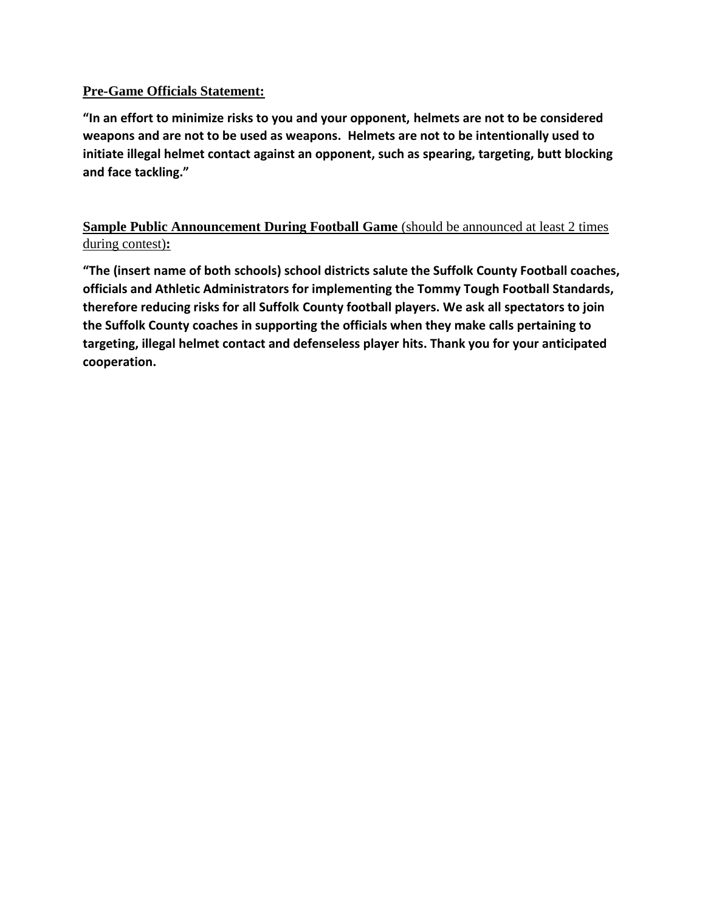**Pre-Game Officials Statement:**

**"In an effort to minimize risks to you and your opponent, helmets are not to be considered weapons and are not to be used as weapons. Helmets are not to be intentionally used to initiate illegal helmet contact against an opponent, such as spearing, targeting, butt blocking and face tackling."**

**Sample Public Announcement During Football Game** (should be announced at least 2 times during contest)**:**

**"The (insert name of both schools) school districts salute the Suffolk County Football coaches, officials and Athletic Administrators for implementing the Tommy Tough Football Standards, therefore reducing risks for all Suffolk County football players. We ask all spectators to join the Suffolk County coaches in supporting the officials when they make calls pertaining to targeting, illegal helmet contact and defenseless player hits. Thank you for your anticipated cooperation.**